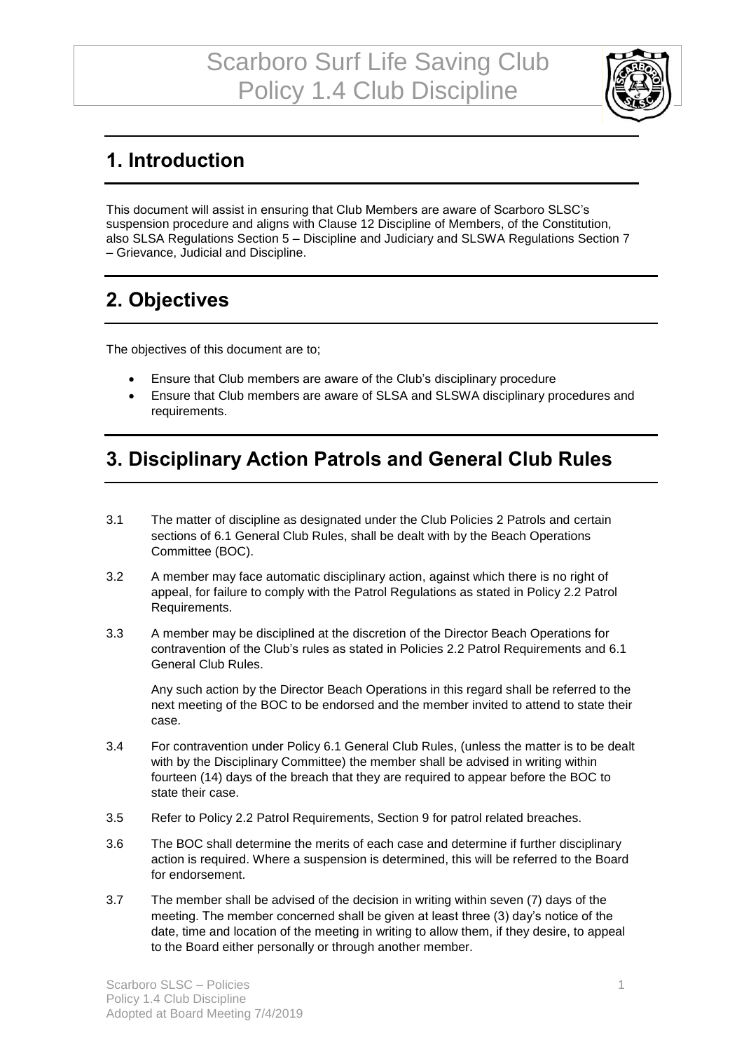# Scarboro Surf Life Saving Club Policy 1.4 Club Discipline

## 1. Introduction

This document will assist in ensuring that Club Members are aware of Scarboro SLSC's suspension procedure and aligns with Clause 12 Discipline of Members, of the Constitution, also SLSA Regulations Section 5 – Discipline and Judiciary and SLSWA Regulations Section 7 – Grievance, Judicial and Discipline.

## 2. Objectives

The objectives of this document are to;

- Ensure that Club members are aware of the Club's disciplinary procedure
- Ensure that Club members are aware of SLSA and SLSWA disciplinary procedures and requirements.

## 3. Disciplinary Action Patrols and General Club Rules

3.1 The matter of discipline as designated under the Club Policies 2 Patrols and certain sections of 6.1 General Club Rules, shall be dealt with by the Beach Operations Committee (BOC).

3.2 A member may face automatic disciplinary action, against which there is no right of appeal, for failure to comply with the Patrol Regulations as stated in Policy 2.2 Patrol Requirements.

3.3 A member may be disciplined at the discretion of the Director Beach Operations for contravention of the Club's rules as stated in Policies 2.2 Patrol Requirements and 6.1 General Club Rules.

Any such action by the Director Beach Operations in this regard shall be referred to the next meeting of the BOC to be endorsed and the member invited to attend to state their case.

3.4 For contravention under Policy 6.1 General Club Rules, (unless the matter is to be dealt with by the Disciplinary Committee) the member shall be advised in writing within fourteen (14) days of the breach that they are required to appear before the BOC to state their case.

3.5 Refer to Policy 2.2 Patrol Requirements, Section 9 for patrol related breaches.

3.6 The BOC shall determine the merits of each case and determine if further disciplinary action is required. Where a suspension is determined, this will be referred to the Board for endorsement.

3.7 The member shall be advised of the decision in writing within seven (7) days of the meeting. The member concerned shall be given at least three (3) day's notice of the date, time and location of the meeting in writing to allow them, if they desire, to appeal to the Board either personally or through another member.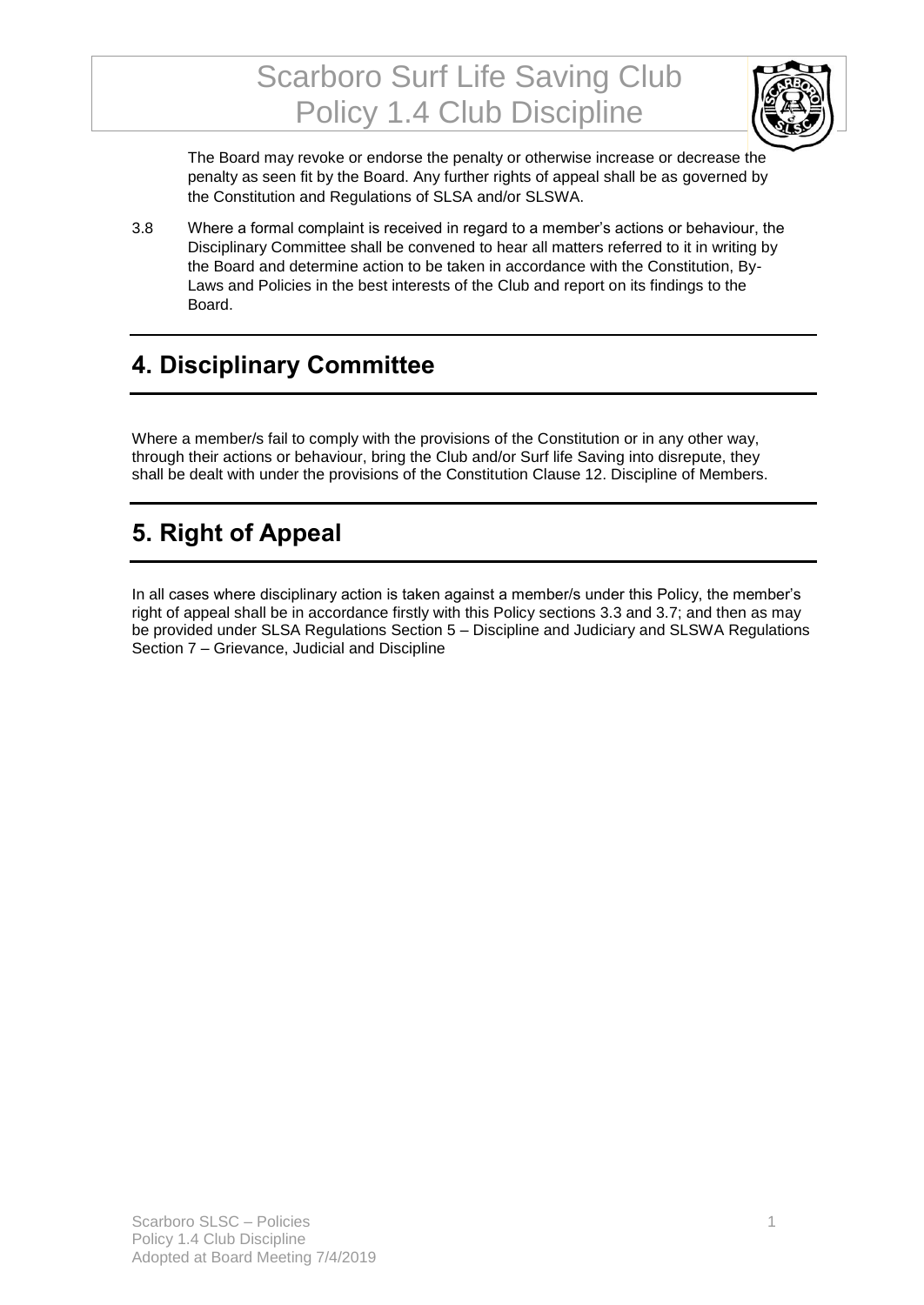The Board may revoke or endorse the penalty or otherwise increase or decrease the penalty as seen fit by the Board. Any further rights of appeal shall be as governed by the Constitution and Regulations of SLSA and/or SLSWA.

3.8 Where a formal complaint is received in regard to a member's actions or behaviour, the Disciplinary Committee shall be convened to hear all matters referred to it in writing by the Board and determine action to be taken in accordance with the Constitution, By-Laws and Policies in the best interests of the Club and report on its findings to the Board.

## 4. Disciplinary Committee

Where a member/s fail to comply with the provisions of the Constitution or in any other way, through their actions or behaviour, bring the Club and/or Surf life Saving into disrepute, they shall be dealt with under the provisions of the Constitution Clause 12. Discipline of Members.

## 5. Right of Appeal

In all cases where disciplinary action is taken against a member/s under this Policy, the member's right of appeal shall be in accordance firstly with this Policy sections 3.3 and 3.7; and then as may be provided under SLSA Regulations Section 5 – Discipline and Judiciary and SLSWA Regulations Section 7 – Grievance, Judicial and Discipline